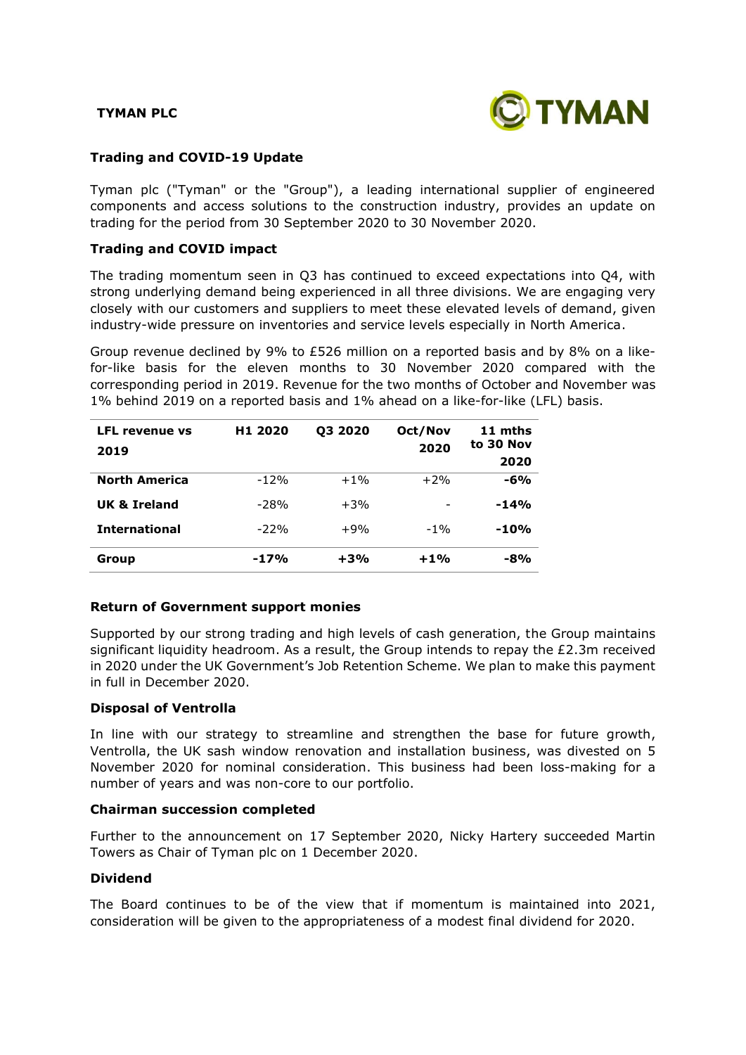**TYMAN PLC**

## Trading and COVID-19 Update

Tyman plc ("Tyman" or the "Group"), a leading international supplier of engineered components and access solutions to the construction industry, provides an update on trading for the period from 30 September 2020 to 30 November 2020.

### Trading and COVID impact

The trading momentum seen in Q3 has continued to exceed expectations into Q4, with strong underlying demand being experienced in all three divisions. We are engaging very closely with our customers and suppliers to meet these elevated levels of demand, given industry-wide pressure on inventories and service levels especially in North America.

Group revenue declined by 9% to £526 million on a reported basis and by 8% on a like-for-like basis for the eleven months to 30 November 2020 compared with the corresponding period in 2019. Revenue for the two months of October and November was 1% behind 2019 on a reported basis and 1% ahead on a like-for-like (LFL) basis.

| LFL revenue vs 2019 | H1 2020 | Q3 2020 | Oct/Nov 2020 | 11 mths to 30 Nov 2020 |
|---|---|---|---|---|
| **North America** | -12% | +1% | +2% | **-6%** |
| **UK & Ireland** | -28% | +3% | - | **-14%** |
| **International** | -22% | +9% | -1% | **-10%** |
| **Group** | **-17%** | **+3%** | **+1%** | **-8%** |

### Return of Government support monies

Supported by our strong trading and high levels of cash generation, the Group maintains significant liquidity headroom. As a result, the Group intends to repay the £2.3m received in 2020 under the UK Government's Job Retention Scheme. We plan to make this payment in full in December 2020.

### Disposal of Ventrolla

In line with our strategy to streamline and strengthen the base for future growth, Ventrolla, the UK sash window renovation and installation business, was divested on 5 November 2020 for nominal consideration. This business had been loss-making for a number of years and was non-core to our portfolio.

### Chairman succession completed

Further to the announcement on 17 September 2020, Nicky Hartery succeeded Martin Towers as Chair of Tyman plc on 1 December 2020.

### Dividend

The Board continues to be of the view that if momentum is maintained into 2021, consideration will be given to the appropriateness of a modest final dividend for 2020.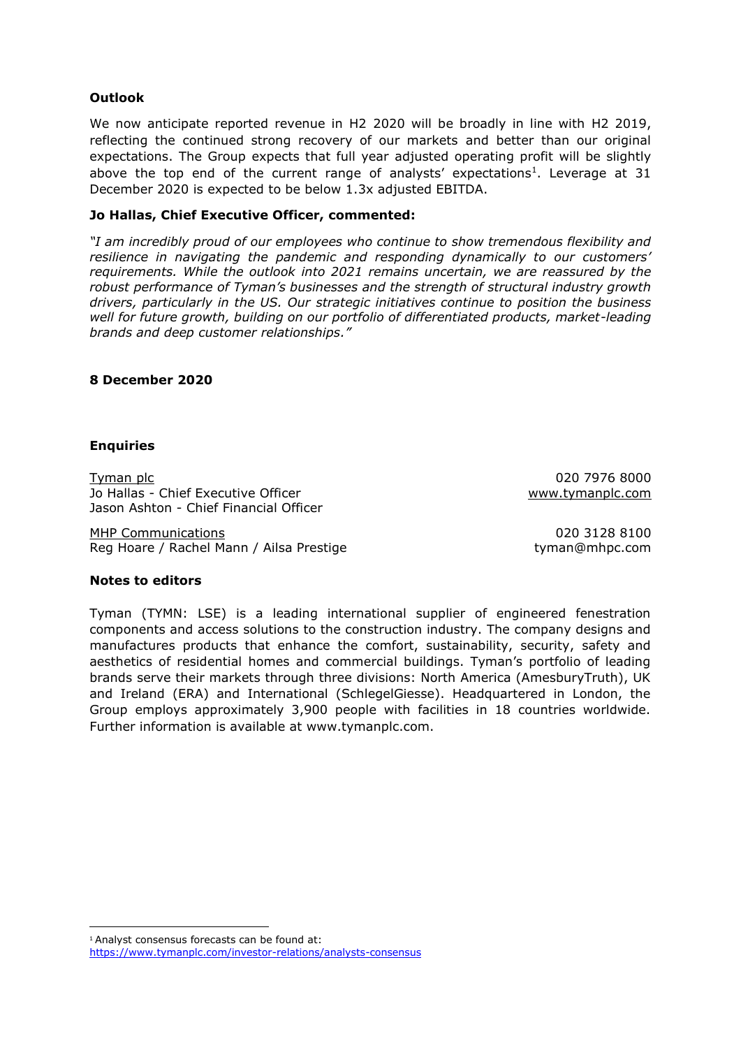**Outlook**

We now anticipate reported revenue in H2 2020 will be broadly in line with H2 2019, reflecting the continued strong recovery of our markets and better than our original expectations. The Group expects that full year adjusted operating profit will be slightly above the top end of the current range of analysts' expectations[1]. Leverage at 31 December 2020 is expected to be below 1.3x adjusted EBITDA.

**Jo Hallas, Chief Executive Officer, commented:**

*"I am incredibly proud of our employees who continue to show tremendous flexibility and resilience in navigating the pandemic and responding dynamically to our customers' requirements. While the outlook into 2021 remains uncertain, we are reassured by the robust performance of Tyman's businesses and the strength of structural industry growth drivers, particularly in the US. Our strategic initiatives continue to position the business well for future growth, building on our portfolio of differentiated products, market-leading brands and deep customer relationships."*

**8 December 2020**

**Enquiries**

| | |
|---|---|
| Tyman plc<br>Jo Hallas - Chief Executive Officer<br>Jason Ashton - Chief Financial Officer | 020 7976 8000<br>www.tymanplc.com |
| MHP Communications<br>Reg Hoare / Rachel Mann / Ailsa Prestige | 020 3128 8100<br>tyman@mhpc.com |

**Notes to editors**

Tyman (TYMN: LSE) is a leading international supplier of engineered fenestration components and access solutions to the construction industry. The company designs and manufactures products that enhance the comfort, sustainability, security, safety and aesthetics of residential homes and commercial buildings. Tyman's portfolio of leading brands serve their markets through three divisions: North America (AmesburyTruth), UK and Ireland (ERA) and International (SchlegelGiesse). Headquartered in London, the Group employs approximately 3,900 people with facilities in 18 countries worldwide. Further information is available at www.tymanplc.com.

[1] Analyst consensus forecasts can be found at:
https://www.tymanplc.com/investor-relations/analysts-consensus